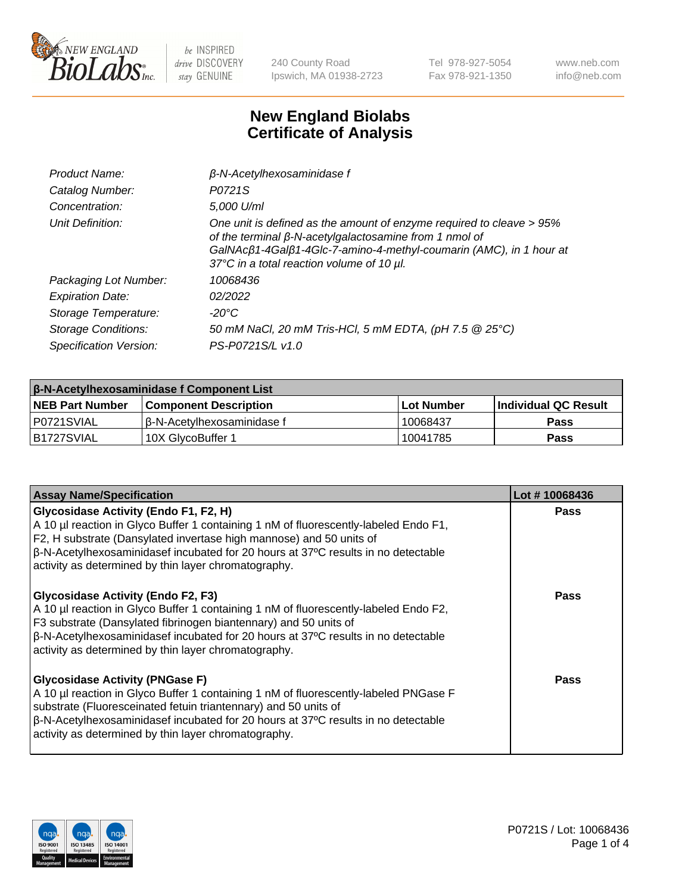# New England Biolabs Certificate of Analysis

| | |
|---|---|
| *Product Name:* | *β-N-Acetylhexosaminidase f* |
| *Catalog Number:* | *P0721S* |
| *Concentration:* | *5,000 U/ml* |
| *Unit Definition:* | *One unit is defined as the amount of enzyme required to cleave > 95% of the terminal β-N-acetylgalactosamine from 1 nmol of GalNAcβ1-4Galβ1-4Glc-7-amino-4-methyl-coumarin (AMC), in 1 hour at 37°C in a total reaction volume of 10 µl.* |
| *Packaging Lot Number:* | *10068436* |
| *Expiration Date:* | *02/2022* |
| *Storage Temperature:* | *-20°C* |
| *Storage Conditions:* | *50 mM NaCl, 20 mM Tris-HCl, 5 mM EDTA, (pH 7.5 @ 25°C)* |
| *Specification Version:* | *PS-P0721S/L v1.0* |

| β-N-Acetylhexosaminidase f Component List | | | |
|---|---|---|---|
| **NEB Part Number** | **Component Description** | **Lot Number** | **Individual QC Result** |
| P0721SVIAL | β-N-Acetylhexosaminidase f | 10068437 | Pass |
| B1727SVIAL | 10X GlycoBuffer 1 | 10041785 | Pass |

| Assay Name/Specification | Lot # 10068436 |
|---|---|
| **Glycosidase Activity (Endo F1, F2, H)**<br>A 10 µl reaction in Glyco Buffer 1 containing 1 nM of fluorescently-labeled Endo F1, F2, H substrate (Dansylated invertase high mannose) and 50 units of β-N-Acetylhexosaminidasef incubated for 20 hours at 37ºC results in no detectable activity as determined by thin layer chromatography. | Pass |
| **Glycosidase Activity (Endo F2, F3)**<br>A 10 µl reaction in Glyco Buffer 1 containing 1 nM of fluorescently-labeled Endo F2, F3 substrate (Dansylated fibrinogen biantennary) and 50 units of β-N-Acetylhexosaminidasef incubated for 20 hours at 37ºC results in no detectable activity as determined by thin layer chromatography. | Pass |
| **Glycosidase Activity (PNGase F)**<br>A 10 µl reaction in Glyco Buffer 1 containing 1 nM of fluorescently-labeled PNGase F substrate (Fluoresceinated fetuin triantennary) and 50 units of β-N-Acetylhexosaminidasef incubated for 20 hours at 37ºC results in no detectable activity as determined by thin layer chromatography. | Pass |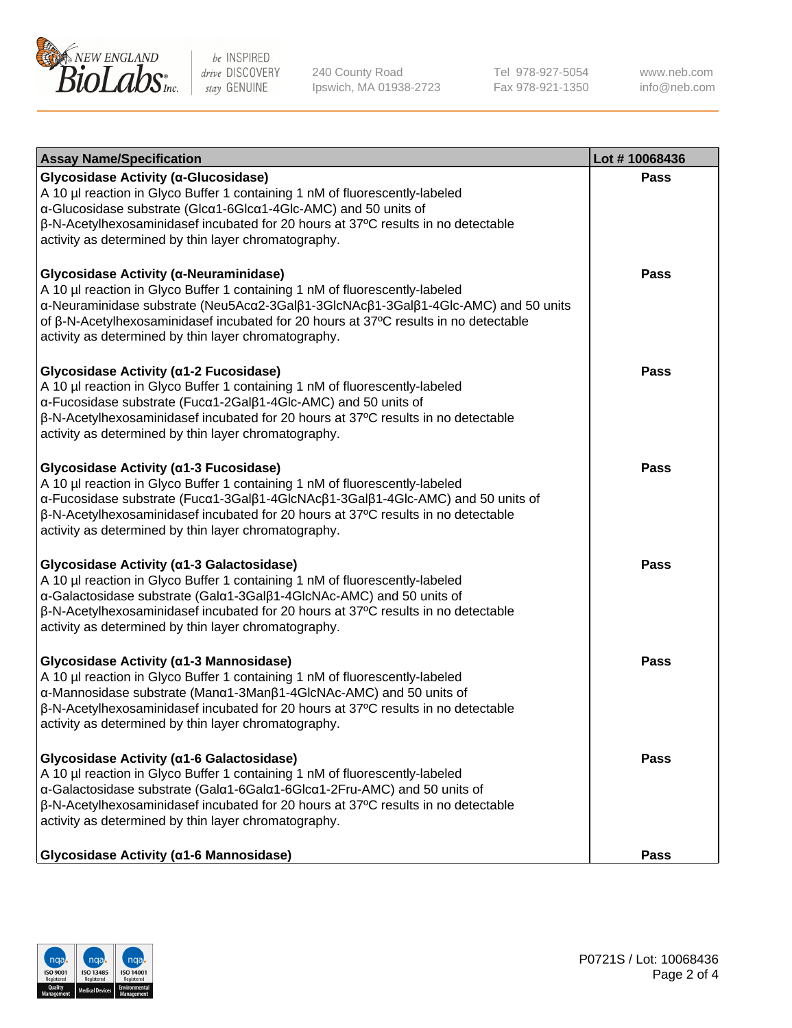| Assay Name/Specification | Lot # 10068436 |
|---|---|
| **Glycosidase Activity (α-Glucosidase)**<br>A 10 µl reaction in Glyco Buffer 1 containing 1 nM of fluorescently-labeled α-Glucosidase substrate (Glcα1-6Glcα1-4Glc-AMC) and 50 units of β-N-Acetylhexosaminidasef incubated for 20 hours at 37ºC results in no detectable activity as determined by thin layer chromatography. | **Pass** |
| **Glycosidase Activity (α-Neuraminidase)**<br>A 10 µl reaction in Glyco Buffer 1 containing 1 nM of fluorescently-labeled α-Neuraminidase substrate (Neu5Acα2-3Galβ1-3GlcNAcβ1-3Galβ1-4Glc-AMC) and 50 units of β-N-Acetylhexosaminidasef incubated for 20 hours at 37ºC results in no detectable activity as determined by thin layer chromatography. | **Pass** |
| **Glycosidase Activity (α1-2 Fucosidase)**<br>A 10 µl reaction in Glyco Buffer 1 containing 1 nM of fluorescently-labeled α-Fucosidase substrate (Fucα1-2Galβ1-4Glc-AMC) and 50 units of β-N-Acetylhexosaminidasef incubated for 20 hours at 37ºC results in no detectable activity as determined by thin layer chromatography. | **Pass** |
| **Glycosidase Activity (α1-3 Fucosidase)**<br>A 10 µl reaction in Glyco Buffer 1 containing 1 nM of fluorescently-labeled α-Fucosidase substrate (Fucα1-3Galβ1-4GlcNAcβ1-3Galβ1-4Glc-AMC) and 50 units of β-N-Acetylhexosaminidasef incubated for 20 hours at 37ºC results in no detectable activity as determined by thin layer chromatography. | **Pass** |
| **Glycosidase Activity (α1-3 Galactosidase)**<br>A 10 µl reaction in Glyco Buffer 1 containing 1 nM of fluorescently-labeled α-Galactosidase substrate (Galα1-3Galβ1-4GlcNAc-AMC) and 50 units of β-N-Acetylhexosaminidasef incubated for 20 hours at 37ºC results in no detectable activity as determined by thin layer chromatography. | **Pass** |
| **Glycosidase Activity (α1-3 Mannosidase)**<br>A 10 µl reaction in Glyco Buffer 1 containing 1 nM of fluorescently-labeled α-Mannosidase substrate (Manα1-3Manβ1-4GlcNAc-AMC) and 50 units of β-N-Acetylhexosaminidasef incubated for 20 hours at 37ºC results in no detectable activity as determined by thin layer chromatography. | **Pass** |
| **Glycosidase Activity (α1-6 Galactosidase)**<br>A 10 µl reaction in Glyco Buffer 1 containing 1 nM of fluorescently-labeled α-Galactosidase substrate (Galα1-6Galα1-6Glcα1-2Fru-AMC) and 50 units of β-N-Acetylhexosaminidasef incubated for 20 hours at 37ºC results in no detectable activity as determined by thin layer chromatography. | **Pass** |
| **Glycosidase Activity (α1-6 Mannosidase)** | **Pass** |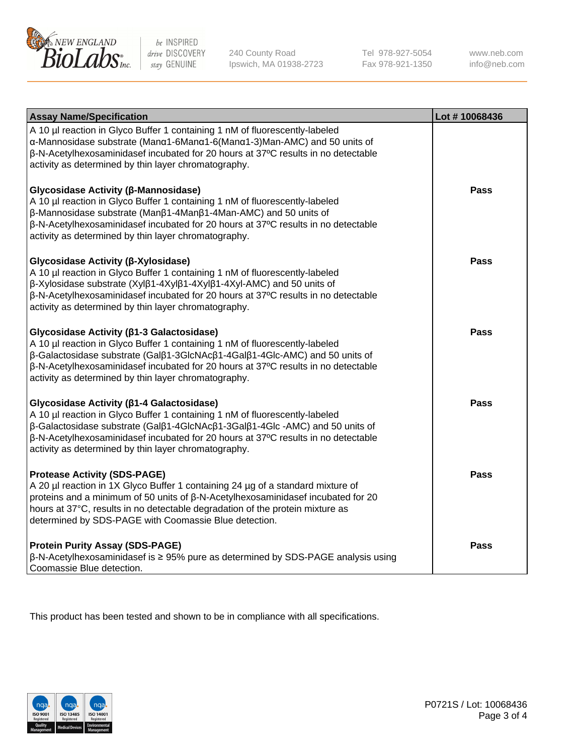| Assay Name/Specification | Lot # 10068436 |
|---|---|
| A 10 µl reaction in Glyco Buffer 1 containing 1 nM of fluorescently-labeled α-Mannosidase substrate (Manα1-6Manα1-6(Manα1-3)Man-AMC) and 50 units of β-N-Acetylhexosaminidasef incubated for 20 hours at 37ºC results in no detectable activity as determined by thin layer chromatography. | |
| **Glycosidase Activity (β-Mannosidase)**<br>A 10 µl reaction in Glyco Buffer 1 containing 1 nM of fluorescently-labeled β-Mannosidase substrate (Manβ1-4Manβ1-4Man-AMC) and 50 units of β-N-Acetylhexosaminidasef incubated for 20 hours at 37ºC results in no detectable activity as determined by thin layer chromatography. | **Pass** |
| **Glycosidase Activity (β-Xylosidase)**<br>A 10 µl reaction in Glyco Buffer 1 containing 1 nM of fluorescently-labeled β-Xylosidase substrate (Xylβ1-4Xylβ1-4Xylβ1-4Xyl-AMC) and 50 units of β-N-Acetylhexosaminidasef incubated for 20 hours at 37ºC results in no detectable activity as determined by thin layer chromatography. | **Pass** |
| **Glycosidase Activity (β1-3 Galactosidase)**<br>A 10 µl reaction in Glyco Buffer 1 containing 1 nM of fluorescently-labeled β-Galactosidase substrate (Galβ1-3GlcNAcβ1-4Galβ1-4Glc-AMC) and 50 units of β-N-Acetylhexosaminidasef incubated for 20 hours at 37ºC results in no detectable activity as determined by thin layer chromatography. | **Pass** |
| **Glycosidase Activity (β1-4 Galactosidase)**<br>A 10 µl reaction in Glyco Buffer 1 containing 1 nM of fluorescently-labeled β-Galactosidase substrate (Galβ1-4GlcNAcβ1-3Galβ1-4Glc -AMC) and 50 units of β-N-Acetylhexosaminidasef incubated for 20 hours at 37ºC results in no detectable activity as determined by thin layer chromatography. | **Pass** |
| **Protease Activity (SDS-PAGE)**<br>A 20 µl reaction in 1X Glyco Buffer 1 containing 24 µg of a standard mixture of proteins and a minimum of 50 units of β-N-Acetylhexosaminidasef incubated for 20 hours at 37°C, results in no detectable degradation of the protein mixture as determined by SDS-PAGE with Coomassie Blue detection. | **Pass** |
| **Protein Purity Assay (SDS-PAGE)**<br>β-N-Acetylhexosaminidasef is ≥ 95% pure as determined by SDS-PAGE analysis using Coomassie Blue detection. | **Pass** |

This product has been tested and shown to be in compliance with all specifications.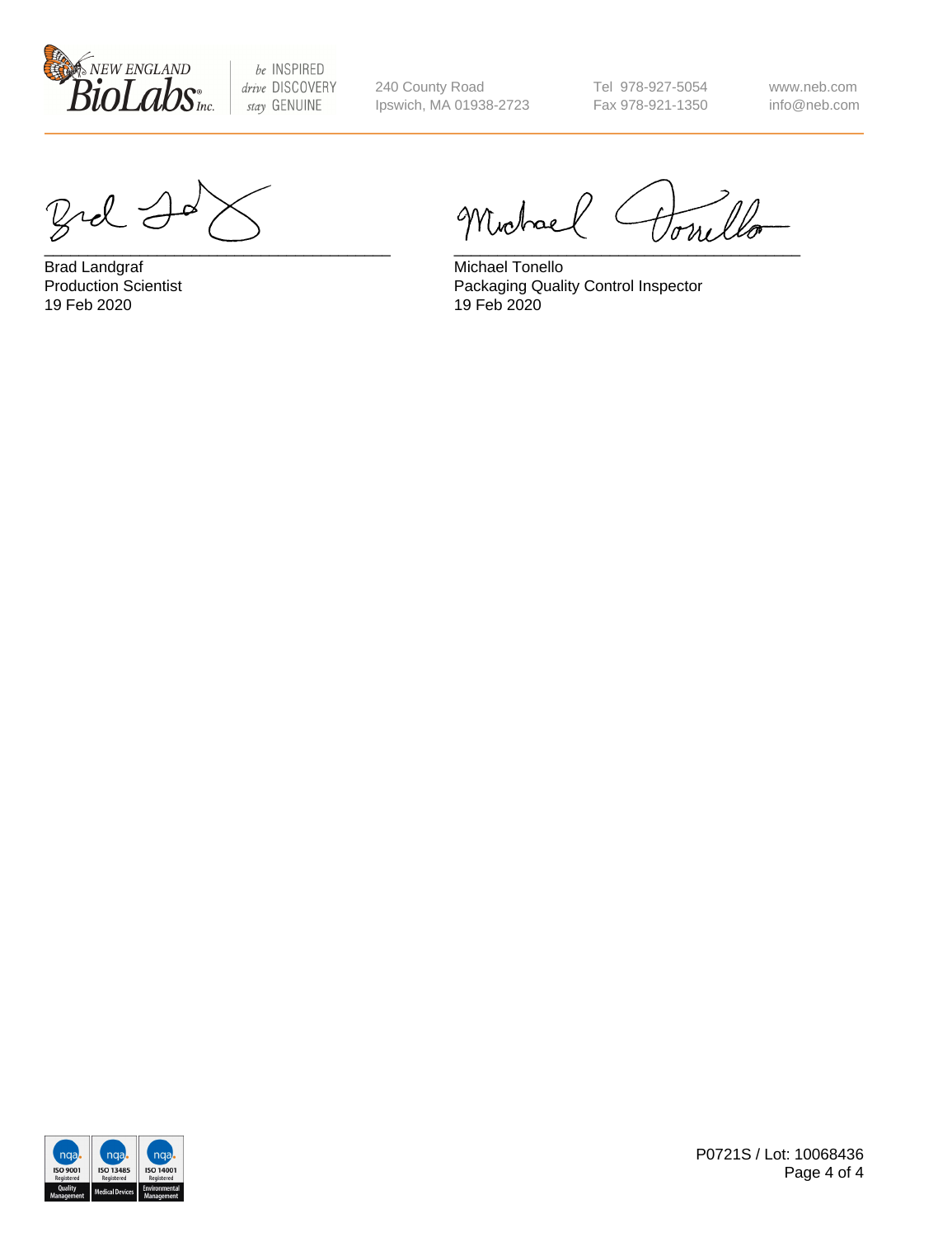240 County Road
Ipswich, MA 01938-2723

Tel 978-927-5054
Fax 978-921-1350

www.neb.com
info@neb.com

Brad Landgraf
Production Scientist
19 Feb 2020

Michael Tonello
Packaging Quality Control Inspector
19 Feb 2020

P0721S / Lot: 10068436